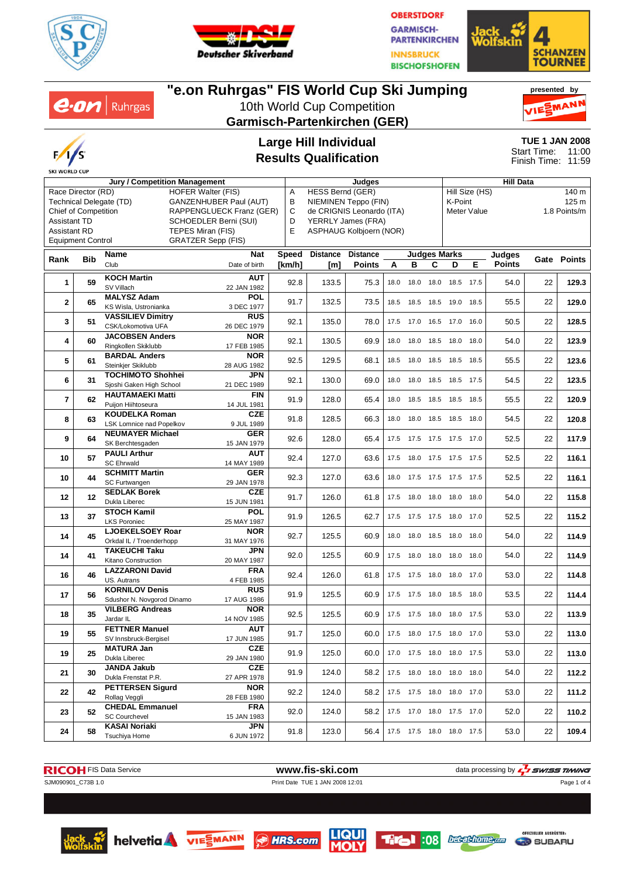# "e.on Ruhrgas" FIS World Cup Ski Jumping

10th World Cup Competition

**Garmisch-Partenkirchen (GER)**

presented by VIESMANN

## Large Hill Individual
## Results Qualification

**TUE 1 JAN 2008**
Start Time: 11:00
Finish Time: 11:59

| Jury / Competition Management | | Judges | | Hill Data | |
|---|---|---|---|---|---|
| Race Director (RD) | HOFER Walter (FIS) | A | HESS Bernd (GER) | Hill Size (HS) | 140 m |
| Technical Delegate (TD) | GANZENHUBER Paul (AUT) | B | NIEMINEN Teppo (FIN) | K-Point | 125 m |
| Chief of Competition | RAPPENGLUECK Franz (GER) | C | de CRIGNIS Leonardo (ITA) | Meter Value | 1.8 Points/m |
| Assistant TD | SCHOEDLER Berni (SUI) | D | YERRLY James (FRA) | | |
| Assistant RD | TEPES Miran (FIS) | E | ASPHAUG Kolbjoern (NOR) | | |
| Equipment Control | GRATZER Sepp (FIS) | | | | |

| Rank | Bib | Name / Club | Nat / Date of birth | Speed [km/h] | Distance [m] | Distance Points | A | B | C | D | E | Judges Points | Gate | Points |
|---|---|---|---|---|---|---|---|---|---|---|---|---|---|---|
| 1 | 59 | **KOCH Martin** SV Villach | **AUT** 22 JAN 1982 | 92.8 | 133.5 | 75.3 | 18.0 | 18.0 | 18.0 | 18.5 | 17.5 | 54.0 | 22 | **129.3** |
| 2 | 65 | **MALYSZ Adam** KS Wisla, Ustronianka | **POL** 3 DEC 1977 | 91.7 | 132.5 | 73.5 | 18.5 | 18.5 | 18.5 | 19.0 | 18.5 | 55.5 | 22 | **129.0** |
| 3 | 51 | **VASSILIEV Dimitry** CSK/Lokomotiva UFA | **RUS** 26 DEC 1979 | 92.1 | 135.0 | 78.0 | 17.5 | 17.0 | 16.5 | 17.0 | 16.0 | 50.5 | 22 | **128.5** |
| 4 | 60 | **JACOBSEN Anders** Ringkollen Skiklubb | **NOR** 17 FEB 1985 | 92.1 | 130.5 | 69.9 | 18.0 | 18.0 | 18.5 | 18.0 | 18.0 | 54.0 | 22 | **123.9** |
| 5 | 61 | **BARDAL Anders** Steinkjer Skiklubb | **NOR** 28 AUG 1982 | 92.5 | 129.5 | 68.1 | 18.5 | 18.0 | 18.5 | 18.5 | 18.5 | 55.5 | 22 | **123.6** |
| 6 | 31 | **TOCHIMOTO Shohhei** Sjoshi Gaken High School | **JPN** 21 DEC 1989 | 92.1 | 130.0 | 69.0 | 18.0 | 18.0 | 18.5 | 18.5 | 17.5 | 54.5 | 22 | **123.5** |
| 7 | 62 | **HAUTAMAEKI Matti** Puijon Hiihtoseura | **FIN** 14 JUL 1981 | 91.9 | 128.0 | 65.4 | 18.0 | 18.5 | 18.5 | 18.5 | 18.5 | 55.5 | 22 | **120.9** |
| 8 | 63 | **KOUDELKA Roman** LSK Lomnice nad Popelkov | **CZE** 9 JUL 1989 | 91.8 | 128.5 | 66.3 | 18.0 | 18.0 | 18.5 | 18.5 | 18.0 | 54.5 | 22 | **120.8** |
| 9 | 64 | **NEUMAYER Michael** SK Berchtesgaden | **GER** 15 JAN 1979 | 92.6 | 128.0 | 65.4 | 17.5 | 17.5 | 17.5 | 17.5 | 17.0 | 52.5 | 22 | **117.9** |
| 10 | 57 | **PAULI Arthur** SC Ehrwald | **AUT** 14 MAY 1989 | 92.4 | 127.0 | 63.6 | 17.5 | 18.0 | 17.5 | 17.5 | 17.5 | 52.5 | 22 | **116.1** |
| 10 | 44 | **SCHMITT Martin** SC Furtwangen | **GER** 29 JAN 1978 | 92.3 | 127.0 | 63.6 | 18.0 | 17.5 | 17.5 | 17.5 | 17.5 | 52.5 | 22 | **116.1** |
| 12 | 12 | **SEDLAK Borek** Dukla Liberec | **CZE** 15 JUN 1981 | 91.7 | 126.0 | 61.8 | 17.5 | 18.0 | 18.0 | 18.0 | 18.0 | 54.0 | 22 | **115.8** |
| 13 | 37 | **STOCH Kamil** LKS Poroniec | **POL** 25 MAY 1987 | 91.9 | 126.5 | 62.7 | 17.5 | 17.5 | 17.5 | 18.0 | 17.0 | 52.5 | 22 | **115.2** |
| 14 | 45 | **LJOEKELSOEY Roar** Orkdal IL / Troenderhopp | **NOR** 31 MAY 1976 | 92.7 | 125.5 | 60.9 | 18.0 | 18.0 | 18.5 | 18.0 | 18.0 | 54.0 | 22 | **114.9** |
| 14 | 41 | **TAKEUCHI Taku** Kitano Construction | **JPN** 20 MAY 1987 | 92.0 | 125.5 | 60.9 | 17.5 | 18.0 | 18.0 | 18.0 | 18.0 | 54.0 | 22 | **114.9** |
| 16 | 46 | **LAZZARONI David** US. Autrans | **FRA** 4 FEB 1985 | 92.4 | 126.0 | 61.8 | 17.5 | 17.5 | 18.0 | 18.0 | 17.0 | 53.0 | 22 | **114.8** |
| 17 | 56 | **KORNILOV Denis** Sdushor N. Novgorod Dinamo | **RUS** 17 AUG 1986 | 91.9 | 125.5 | 60.9 | 17.5 | 17.5 | 18.0 | 18.5 | 18.0 | 53.5 | 22 | **114.4** |
| 18 | 35 | **VILBERG Andreas** Jardar IL | **NOR** 14 NOV 1985 | 92.5 | 125.5 | 60.9 | 17.5 | 17.5 | 18.0 | 18.0 | 17.5 | 53.0 | 22 | **113.9** |
| 19 | 55 | **FETTNER Manuel** SV Innsbruck-Bergisel | **AUT** 17 JUN 1985 | 91.7 | 125.0 | 60.0 | 17.5 | 18.0 | 17.5 | 18.0 | 17.0 | 53.0 | 22 | **113.0** |
| 19 | 25 | **MATURA Jan** Dukla Liberec | **CZE** 29 JAN 1980 | 91.9 | 125.0 | 60.0 | 17.0 | 17.5 | 18.0 | 18.0 | 17.5 | 53.0 | 22 | **113.0** |
| 21 | 30 | **JANDA Jakub** Dukla Frenstat P.R. | **CZE** 27 APR 1978 | 91.9 | 124.0 | 58.2 | 17.5 | 18.0 | 18.0 | 18.0 | 18.0 | 54.0 | 22 | **112.2** |
| 22 | 42 | **PETTERSEN Sigurd** Rollag Veggli | **NOR** 28 FEB 1980 | 92.2 | 124.0 | 58.2 | 17.5 | 17.5 | 18.0 | 18.0 | 17.0 | 53.0 | 22 | **111.2** |
| 23 | 52 | **CHEDAL Emmanuel** SC Courchevel | **FRA** 15 JAN 1983 | 92.0 | 124.0 | 58.2 | 17.5 | 17.0 | 18.0 | 17.5 | 17.0 | 52.0 | 22 | **110.2** |
| 24 | 58 | **KASAI Noriaki** Tsuchiya Home | **JPN** 6 JUN 1972 | 91.8 | 123.0 | 56.4 | 17.5 | 17.5 | 18.0 | 18.0 | 17.5 | 53.0 | 22 | **109.4** |

RICOH FIS Data Service — www.fis-ski.com — data processing by SWISS TIMING

SJM090901_C73B 1.0 — Print Date TUE 1 JAN 2008 12:01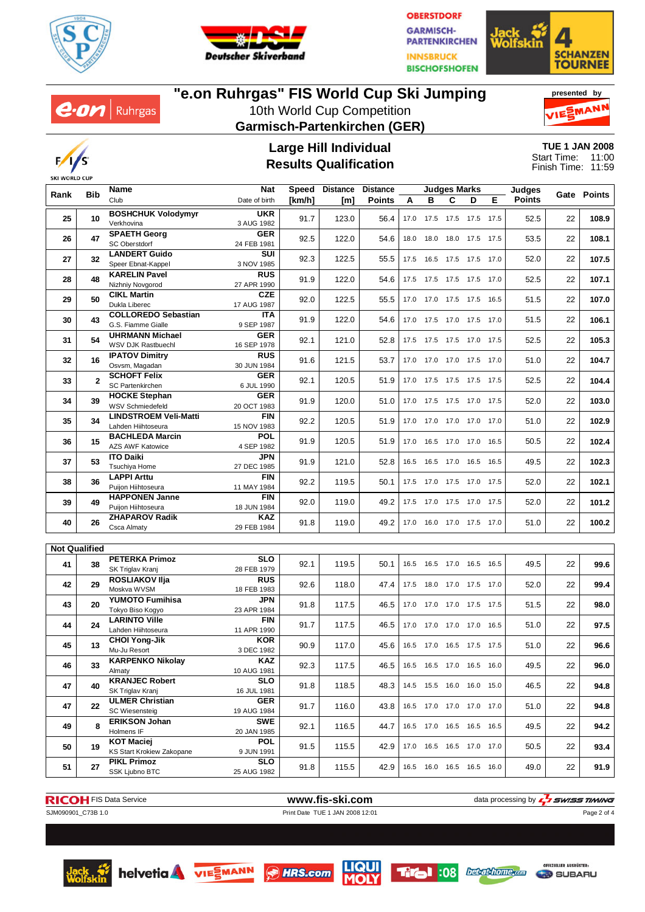# "e.on Ruhrgas" FIS World Cup Ski Jumping

10th World Cup Competition

**Garmisch-Partenkirchen (GER)**

presented by VIESSMANN

## Large Hill Individual
## Results Qualification

**TUE 1 JAN 2008**
Start Time: 11:00
Finish Time: 11:59

| Rank | Bib | Name / Club | Nat / Date of birth | Speed [km/h] | Distance [m] | Distance Points | Judges Marks A | B | C | D | E | Judges Points | Gate | Points |
|---|---|---|---|---|---|---|---|---|---|---|---|---|---|---|
| 25 | 10 | **BOSHCHUK Volodymyr** Verkhovina | **UKR** 3 AUG 1982 | 91.7 | 123.0 | 56.4 | 17.0 | 17.5 | 17.5 | 17.5 | 17.5 | 52.5 | 22 | **108.9** |
| 26 | 47 | **SPAETH Georg** SC Oberstdorf | **GER** 24 FEB 1981 | 92.5 | 122.0 | 54.6 | 18.0 | 18.0 | 18.0 | 17.5 | 17.5 | 53.5 | 22 | **108.1** |
| 27 | 32 | **LANDERT Guido** Speer Ebnat-Kappel | **SUI** 3 NOV 1985 | 92.3 | 122.5 | 55.5 | 17.5 | 16.5 | 17.5 | 17.5 | 17.0 | 52.0 | 22 | **107.5** |
| 28 | 48 | **KARELIN Pavel** Nizhniy Novgorod | **RUS** 27 APR 1990 | 91.9 | 122.0 | 54.6 | 17.5 | 17.5 | 17.5 | 17.5 | 17.0 | 52.5 | 22 | **107.1** |
| 29 | 50 | **CIKL Martin** Dukla Liberec | **CZE** 17 AUG 1987 | 92.0 | 122.5 | 55.5 | 17.0 | 17.0 | 17.5 | 17.5 | 16.5 | 51.5 | 22 | **107.0** |
| 30 | 43 | **COLLOREDO Sebastian** G.S. Fiamme Gialle | **ITA** 9 SEP 1987 | 91.9 | 122.0 | 54.6 | 17.0 | 17.5 | 17.0 | 17.5 | 17.0 | 51.5 | 22 | **106.1** |
| 31 | 54 | **UHRMANN Michael** WSV DJK Rastbuechl | **GER** 16 SEP 1978 | 92.1 | 121.0 | 52.8 | 17.5 | 17.5 | 17.5 | 17.0 | 17.5 | 52.5 | 22 | **105.3** |
| 32 | 16 | **IPATOV Dimitry** Osvsm, Magadan | **RUS** 30 JUN 1984 | 91.6 | 121.5 | 53.7 | 17.0 | 17.0 | 17.0 | 17.5 | 17.0 | 51.0 | 22 | **104.7** |
| 33 | 2 | **SCHOFT Felix** SC Partenkirchen | **GER** 6 JUL 1990 | 92.1 | 120.5 | 51.9 | 17.0 | 17.5 | 17.5 | 17.5 | 17.5 | 52.5 | 22 | **104.4** |
| 34 | 39 | **HOCKE Stephan** WSV Schmiedefeld | **GER** 20 OCT 1983 | 91.9 | 120.0 | 51.0 | 17.0 | 17.5 | 17.5 | 17.0 | 17.5 | 52.0 | 22 | **103.0** |
| 35 | 34 | **LINDSTROEM Veli-Matti** Lahden Hiihtoseura | **FIN** 15 NOV 1983 | 92.2 | 120.5 | 51.9 | 17.0 | 17.0 | 17.0 | 17.0 | 17.0 | 51.0 | 22 | **102.9** |
| 36 | 15 | **BACHLEDA Marcin** AZS AWF Katowice | **POL** 4 SEP 1982 | 91.9 | 120.5 | 51.9 | 17.0 | 16.5 | 17.0 | 17.0 | 16.5 | 50.5 | 22 | **102.4** |
| 37 | 53 | **ITO Daiki** Tsuchiya Home | **JPN** 27 DEC 1985 | 91.9 | 121.0 | 52.8 | 16.5 | 16.5 | 17.0 | 16.5 | 16.5 | 49.5 | 22 | **102.3** |
| 38 | 36 | **LAPPI Arttu** Puijon Hiihtoseura | **FIN** 11 MAY 1984 | 92.2 | 119.5 | 50.1 | 17.5 | 17.0 | 17.5 | 17.0 | 17.5 | 52.0 | 22 | **102.1** |
| 39 | 49 | **HAPPONEN Janne** Puijon Hiihtoseura | **FIN** 18 JUN 1984 | 92.0 | 119.0 | 49.2 | 17.5 | 17.0 | 17.5 | 17.0 | 17.5 | 52.0 | 22 | **101.2** |
| 40 | 26 | **ZHAPAROV Radik** Csca Almaty | **KAZ** 29 FEB 1984 | 91.8 | 119.0 | 49.2 | 17.0 | 16.0 | 17.0 | 17.5 | 17.0 | 51.0 | 22 | **100.2** |
| **Not Qualified** | | | | | | | | | | | | | | |
| 41 | 38 | **PETERKA Primoz** SK Triglav Kranj | **SLO** 28 FEB 1979 | 92.1 | 119.5 | 50.1 | 16.5 | 16.5 | 17.0 | 16.5 | 16.5 | 49.5 | 22 | **99.6** |
| 42 | 29 | **ROSLIAKOV Ilja** Moskva WVSM | **RUS** 18 FEB 1983 | 92.6 | 118.0 | 47.4 | 17.5 | 18.0 | 17.0 | 17.5 | 17.0 | 52.0 | 22 | **99.4** |
| 43 | 20 | **YUMOTO Fumihisa** Tokyo Biso Kogyo | **JPN** 23 APR 1984 | 91.8 | 117.5 | 46.5 | 17.0 | 17.0 | 17.0 | 17.5 | 17.5 | 51.5 | 22 | **98.0** |
| 44 | 24 | **LARINTO Ville** Lahden Hiihtoseura | **FIN** 11 APR 1990 | 91.7 | 117.5 | 46.5 | 17.0 | 17.0 | 17.0 | 17.0 | 16.5 | 51.0 | 22 | **97.5** |
| 45 | 13 | **CHOI Yong-Jik** Mu-Ju Resort | **KOR** 3 DEC 1982 | 90.9 | 117.0 | 45.6 | 16.5 | 17.0 | 16.5 | 17.5 | 17.5 | 51.0 | 22 | **96.6** |
| 46 | 33 | **KARPENKO Nikolay** Almaty | **KAZ** 10 AUG 1981 | 92.3 | 117.5 | 46.5 | 16.5 | 16.5 | 17.0 | 16.5 | 16.0 | 49.5 | 22 | **96.0** |
| 47 | 40 | **KRANJEC Robert** SK Triglav Kranj | **SLO** 16 JUL 1981 | 91.8 | 118.5 | 48.3 | 14.5 | 15.5 | 16.0 | 16.0 | 15.0 | 46.5 | 22 | **94.8** |
| 47 | 22 | **ULMER Christian** SC Wiesensteig | **GER** 19 AUG 1984 | 91.7 | 116.0 | 43.8 | 16.5 | 17.0 | 17.0 | 17.0 | 17.0 | 51.0 | 22 | **94.8** |
| 49 | 8 | **ERIKSON Johan** Holmens IF | **SWE** 20 JAN 1985 | 92.1 | 116.5 | 44.7 | 16.5 | 17.0 | 16.5 | 16.5 | 16.5 | 49.5 | 22 | **94.2** |
| 50 | 19 | **KOT Maciej** KS Start Krokiew Zakopane | **POL** 9 JUN 1991 | 91.5 | 115.5 | 42.9 | 17.0 | 16.5 | 16.5 | 17.0 | 17.0 | 50.5 | 22 | **93.4** |
| 51 | 27 | **PIKL Primoz** SSK Ljubno BTC | **SLO** 25 AUG 1982 | 91.8 | 115.5 | 42.9 | 16.5 | 16.0 | 16.5 | 16.5 | 16.0 | 49.0 | 22 | **91.9** |

RICOH FIS Data Service — www.fis-ski.com — data processing by SWISS TIMING

SJM090901_C73B 1.0 — Print Date TUE 1 JAN 2008 12:01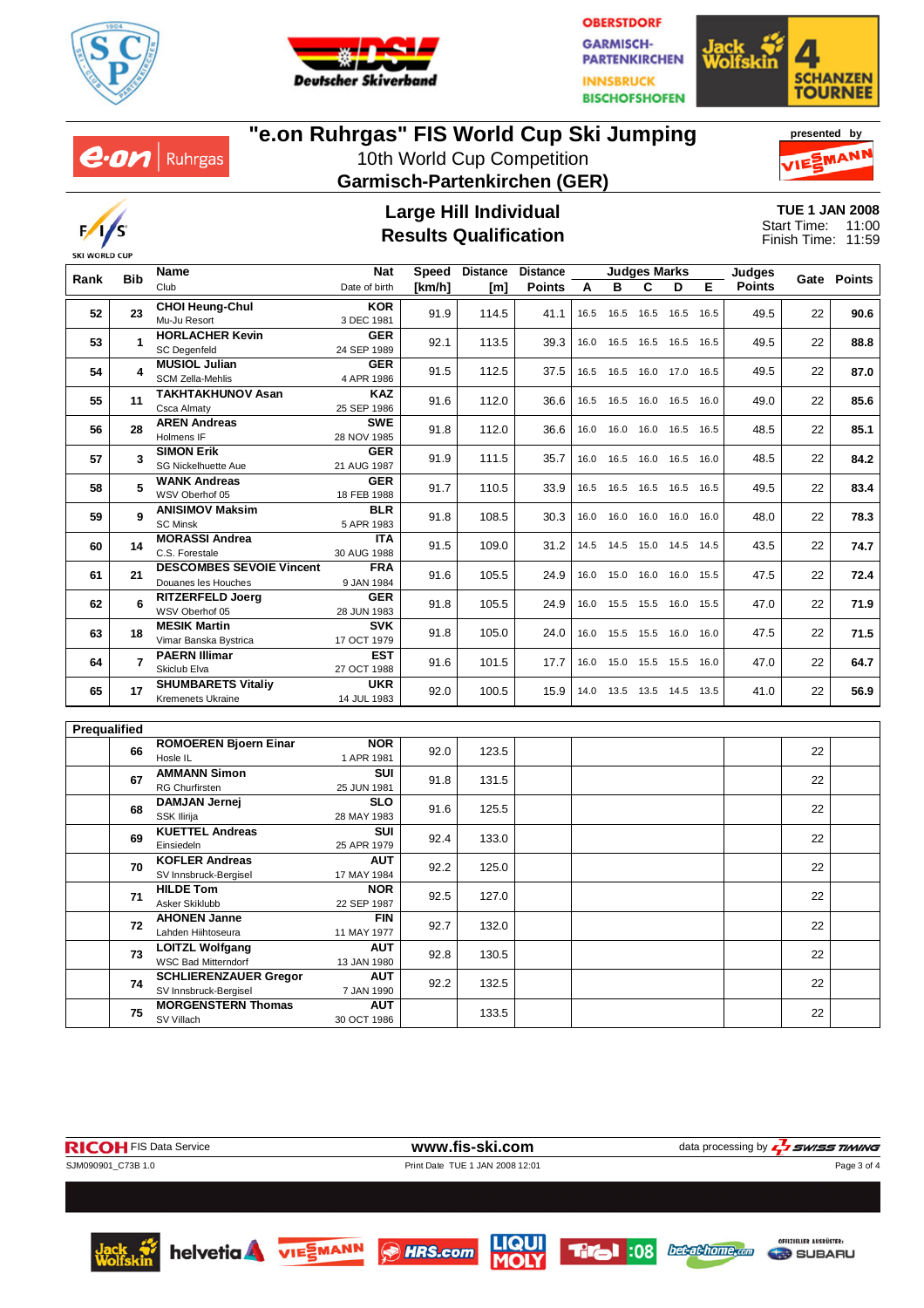# "e.on Ruhrgas" FIS World Cup Ski Jumping

10th World Cup Competition

**Garmisch-Partenkirchen (GER)**

presented by VIESMANN

## Large Hill Individual
## Results Qualification

**TUE 1 JAN 2008**
Start Time: 11:00
Finish Time: 11:59

| Rank | Bib | Name / Club | Nat / Date of birth | Speed [km/h] | Distance [m] | Distance Points | A | B | C | D | E | Judges Points | Gate | Points |
|---|---|---|---|---|---|---|---|---|---|---|---|---|---|---|
| 52 | 23 | **CHOI Heung-Chul** Mu-Ju Resort | **KOR** 3 DEC 1981 | 91.9 | 114.5 | 41.1 | 16.5 | 16.5 | 16.5 | 16.5 | 16.5 | 49.5 | 22 | **90.6** |
| 53 | 1 | **HORLACHER Kevin** SC Degenfeld | **GER** 24 SEP 1989 | 92.1 | 113.5 | 39.3 | 16.0 | 16.5 | 16.5 | 16.5 | 16.5 | 49.5 | 22 | **88.8** |
| 54 | 4 | **MUSIOL Julian** SCM Zella-Mehlis | **GER** 4 APR 1986 | 91.5 | 112.5 | 37.5 | 16.5 | 16.5 | 16.0 | 17.0 | 16.5 | 49.5 | 22 | **87.0** |
| 55 | 11 | **TAKHTAKHUNOV Asan** Csca Almaty | **KAZ** 25 SEP 1986 | 91.6 | 112.0 | 36.6 | 16.5 | 16.5 | 16.0 | 16.5 | 16.0 | 49.0 | 22 | **85.6** |
| 56 | 28 | **AREN Andreas** Holmens IF | **SWE** 28 NOV 1985 | 91.8 | 112.0 | 36.6 | 16.0 | 16.0 | 16.0 | 16.5 | 16.5 | 48.5 | 22 | **85.1** |
| 57 | 3 | **SIMON Erik** SG Nickelhuette Aue | **GER** 21 AUG 1987 | 91.9 | 111.5 | 35.7 | 16.0 | 16.5 | 16.0 | 16.5 | 16.0 | 48.5 | 22 | **84.2** |
| 58 | 5 | **WANK Andreas** WSV Oberhof 05 | **GER** 18 FEB 1988 | 91.7 | 110.5 | 33.9 | 16.5 | 16.5 | 16.5 | 16.5 | 16.5 | 49.5 | 22 | **83.4** |
| 59 | 9 | **ANISIMOV Maksim** SC Minsk | **BLR** 5 APR 1983 | 91.8 | 108.5 | 30.3 | 16.0 | 16.0 | 16.0 | 16.0 | 16.0 | 48.0 | 22 | **78.3** |
| 60 | 14 | **MORASSI Andrea** C.S. Forestale | **ITA** 30 AUG 1988 | 91.5 | 109.0 | 31.2 | 14.5 | 14.5 | 15.0 | 14.5 | 14.5 | 43.5 | 22 | **74.7** |
| 61 | 21 | **DESCOMBES SEVOIE Vincent** Douanes les Houches | **FRA** 9 JAN 1984 | 91.6 | 105.5 | 24.9 | 16.0 | 15.0 | 16.0 | 16.0 | 15.5 | 47.5 | 22 | **72.4** |
| 62 | 6 | **RITZERFELD Joerg** WSV Oberhof 05 | **GER** 28 JUN 1983 | 91.8 | 105.5 | 24.9 | 16.0 | 15.5 | 15.5 | 16.0 | 15.5 | 47.0 | 22 | **71.9** |
| 63 | 18 | **MESIK Martin** Vimar Banska Bystrica | **SVK** 17 OCT 1979 | 91.8 | 105.0 | 24.0 | 16.0 | 15.5 | 15.5 | 16.0 | 16.0 | 47.5 | 22 | **71.5** |
| 64 | 7 | **PAERN Illimar** Skiclub Elva | **EST** 27 OCT 1988 | 91.6 | 101.5 | 17.7 | 16.0 | 15.0 | 15.5 | 15.5 | 16.0 | 47.0 | 22 | **64.7** |
| 65 | 17 | **SHUMBARETS Vitaliy** Kremenets Ukraine | **UKR** 14 JUL 1983 | 92.0 | 100.5 | 15.9 | 14.0 | 13.5 | 13.5 | 14.5 | 13.5 | 41.0 | 22 | **56.9** |

**Prequalified**

| | Bib | Name / Club | Nat / Date of birth | Speed [km/h] | Distance [m] | Distance Points | A | B | C | D | E | Judges Points | Gate | Points |
|---|---|---|---|---|---|---|---|---|---|---|---|---|---|---|
| | 66 | **ROMOEREN Bjoern Einar** Hosle IL | **NOR** 1 APR 1981 | 92.0 | 123.5 | | | | | | | | 22 | |
| | 67 | **AMMANN Simon** RG Churfirsten | **SUI** 25 JUN 1981 | 91.8 | 131.5 | | | | | | | | 22 | |
| | 68 | **DAMJAN Jernej** SSK Ilirija | **SLO** 28 MAY 1983 | 91.6 | 125.5 | | | | | | | | 22 | |
| | 69 | **KUETTEL Andreas** Einsiedeln | **SUI** 25 APR 1979 | 92.4 | 133.0 | | | | | | | | 22 | |
| | 70 | **KOFLER Andreas** SV Innsbruck-Bergisel | **AUT** 17 MAY 1984 | 92.2 | 125.0 | | | | | | | | 22 | |
| | 71 | **HILDE Tom** Asker Skiklubb | **NOR** 22 SEP 1987 | 92.5 | 127.0 | | | | | | | | 22 | |
| | 72 | **AHONEN Janne** Lahden Hiihtoseura | **FIN** 11 MAY 1977 | 92.7 | 132.0 | | | | | | | | 22 | |
| | 73 | **LOITZL Wolfgang** WSC Bad Mitterndorf | **AUT** 13 JAN 1980 | 92.8 | 130.5 | | | | | | | | 22 | |
| | 74 | **SCHLIERENZAUER Gregor** SV Innsbruck-Bergisel | **AUT** 7 JAN 1990 | 92.2 | 132.5 | | | | | | | | 22 | |
| | 75 | **MORGENSTERN Thomas** SV Villach | **AUT** 30 OCT 1986 | | 133.5 | | | | | | | | 22 | |

RICOH FIS Data Service — www.fis-ski.com — data processing by SWISS TIMING

SJM090901_C73B 1.0 — Print Date TUE 1 JAN 2008 12:01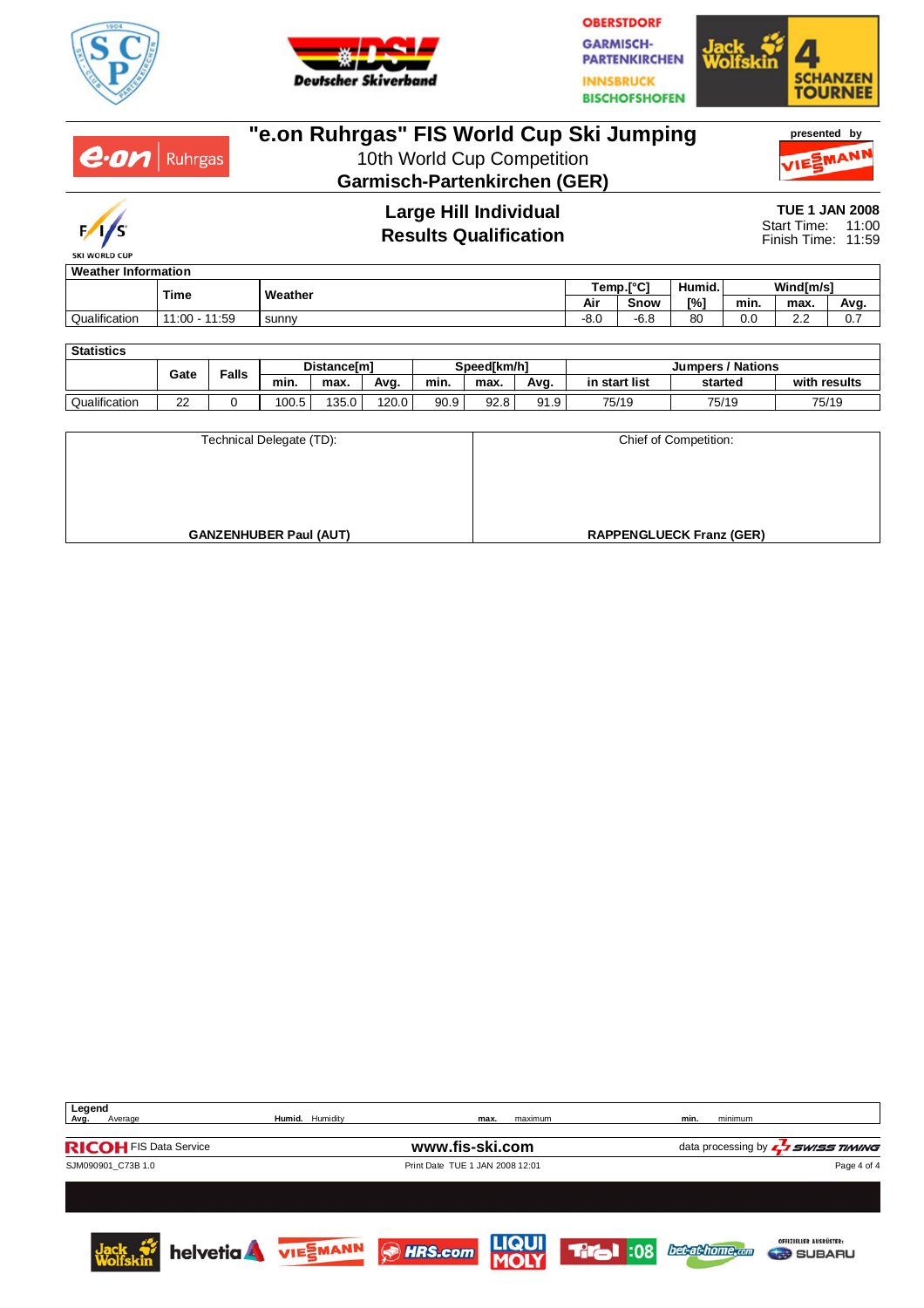# "e.on Ruhrgas" FIS World Cup Ski Jumping

10th World Cup Competition

**Garmisch-Partenkirchen (GER)**

presented by VIESMANN

## Large Hill Individual
## Results Qualification

**TUE 1 JAN 2008**
Start Time: 11:00
Finish Time: 11:59

**Weather Information**

| | Time | Weather | Temp.[°C] | | Humid. | Wind[m/s] | | |
|---|---|---|---|---|---|---|---|---|
| | | | Air | Snow | [%] | min. | max. | Avg. |
| Qualification | 11:00 - 11:59 | sunny | -8.0 | -6.8 | 80 | 0.0 | 2.2 | 0.7 |

**Statistics**

| | Gate | Falls | Distance[m] | | | Speed[km/h] | | | Jumpers / Nations | | |
|---|---|---|---|---|---|---|---|---|---|---|---|
| | | | min. | max. | Avg. | min. | max. | Avg. | in start list | started | with results |
| Qualification | 22 | 0 | 100.5 | 135.0 | 120.0 | 90.9 | 92.8 | 91.9 | 75/19 | 75/19 | 75/19 |

| Technical Delegate (TD): | Chief of Competition: |
|---|---|
| **GANZENHUBER Paul (AUT)** | **RAPPENGLUECK Franz (GER)** |

**Legend**
**Avg.** Average **Humid.** Humidity **max.** maximum **min.** minimum

RICOH FIS Data Service — www.fis-ski.com — data processing by SWISS TIMING

SJM090901_C73B 1.0 — Print Date TUE 1 JAN 2008 12:01